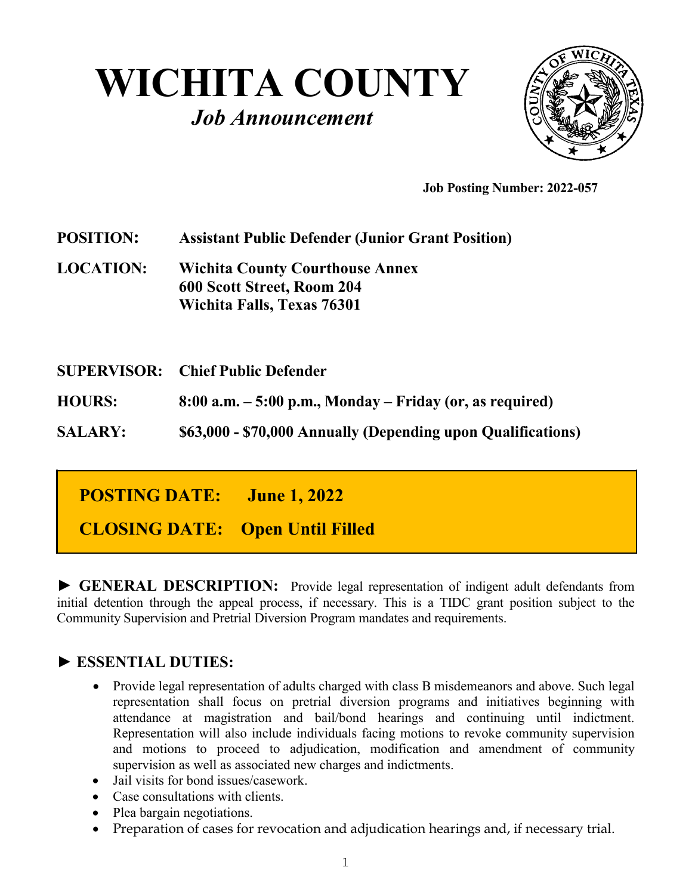# WICHITA COUNTY

## *Job Announcement*

**Job Posting Number: 2022-057**

**POSITION:** **Assistant Public Defender (Junior Grant Position)**

**LOCATION:** **Wichita County Courthouse Annex**
**600 Scott Street, Room 204**
**Wichita Falls, Texas 76301**

**SUPERVISOR:** **Chief Public Defender**

**HOURS:** **8:00 a.m. – 5:00 p.m., Monday – Friday (or, as required)**

**SALARY:** **$63,000 - $70,000 Annually (Depending upon Qualifications)**

**POSTING DATE:** **June 1, 2022**

**CLOSING DATE:** **Open Until Filled**

**► GENERAL DESCRIPTION:** Provide legal representation of indigent adult defendants from initial detention through the appeal process, if necessary. This is a TIDC grant position subject to the Community Supervision and Pretrial Diversion Program mandates and requirements.

### ► ESSENTIAL DUTIES:

- Provide legal representation of adults charged with class B misdemeanors and above. Such legal representation shall focus on pretrial diversion programs and initiatives beginning with attendance at magistration and bail/bond hearings and continuing until indictment. Representation will also include individuals facing motions to revoke community supervision and motions to proceed to adjudication, modification and amendment of community supervision as well as associated new charges and indictments.
- Jail visits for bond issues/casework.
- Case consultations with clients.
- Plea bargain negotiations.
- Preparation of cases for revocation and adjudication hearings and, if necessary trial.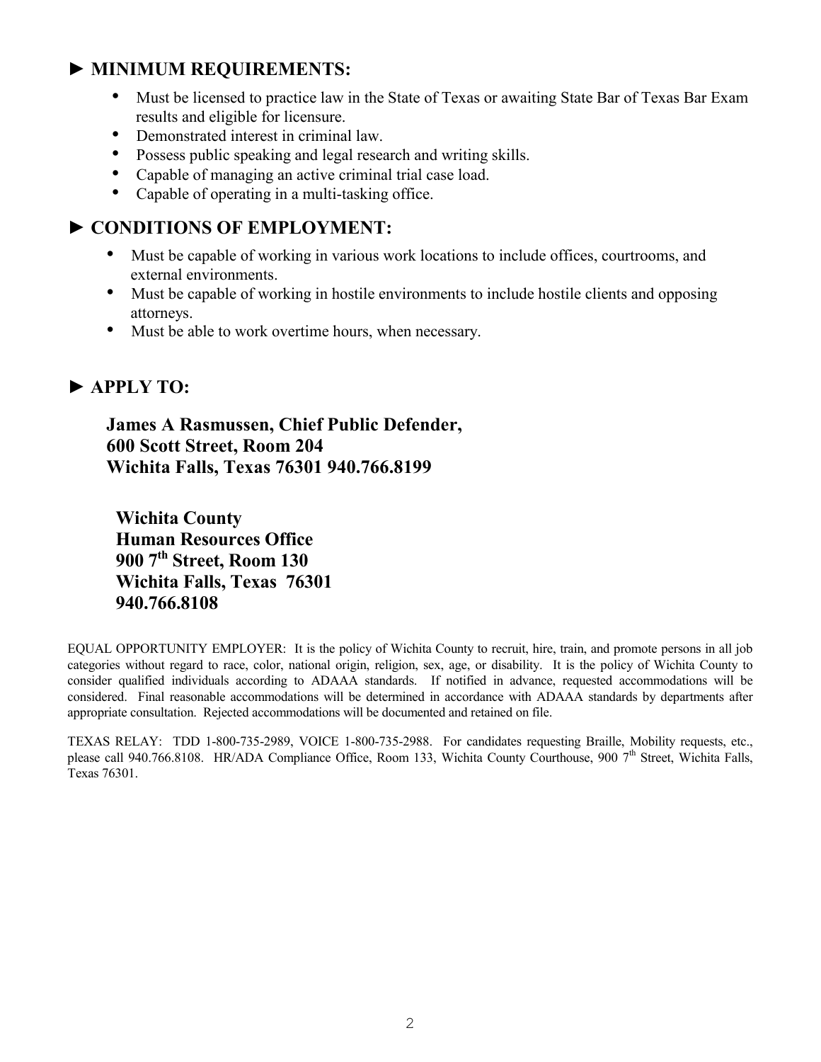## ► MINIMUM REQUIREMENTS:

- Must be licensed to practice law in the State of Texas or awaiting State Bar of Texas Bar Exam results and eligible for licensure.
- Demonstrated interest in criminal law.
- Possess public speaking and legal research and writing skills.
- Capable of managing an active criminal trial case load.
- Capable of operating in a multi-tasking office.

## ► CONDITIONS OF EMPLOYMENT:

- Must be capable of working in various work locations to include offices, courtrooms, and external environments.
- Must be capable of working in hostile environments to include hostile clients and opposing attorneys.
- Must be able to work overtime hours, when necessary.

## ► APPLY TO:

**James A Rasmussen, Chief Public Defender,**
**600 Scott Street, Room 204**
**Wichita Falls, Texas 76301 940.766.8199**

**Wichita County**
**Human Resources Office**
**900 7th Street, Room 130**
**Wichita Falls, Texas 76301**
**940.766.8108**

EQUAL OPPORTUNITY EMPLOYER: It is the policy of Wichita County to recruit, hire, train, and promote persons in all job categories without regard to race, color, national origin, religion, sex, age, or disability. It is the policy of Wichita County to consider qualified individuals according to ADAAA standards. If notified in advance, requested accommodations will be considered. Final reasonable accommodations will be determined in accordance with ADAAA standards by departments after appropriate consultation. Rejected accommodations will be documented and retained on file.

TEXAS RELAY: TDD 1-800-735-2989, VOICE 1-800-735-2988. For candidates requesting Braille, Mobility requests, etc., please call 940.766.8108. HR/ADA Compliance Office, Room 133, Wichita County Courthouse, 900 7th Street, Wichita Falls, Texas 76301.